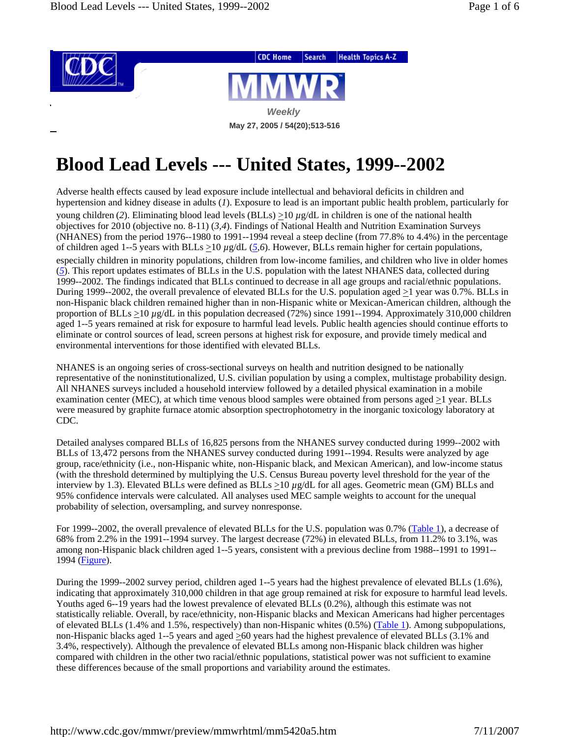# Blood Lead Levels --- United States, 1999--2002

Adverse health effects caused by lead exposure include intellectual and behavioral deficits in children and hypertension and kidney disease in adults (*1*). Exposure to lead is an important public health problem, particularly for young children (*2*). Eliminating blood lead levels (BLLs) $\geq$10 $\mu$g/dL in children is one of the national health objectives for 2010 (objective no. 8-11) (*3,4*). Findings of National Health and Nutrition Examination Surveys (NHANES) from the period 1976--1980 to 1991--1994 reveal a steep decline (from 77.8% to 4.4%) in the percentage of children aged 1--5 years with BLLs $\geq$10 $\mu$g/dL (*5,6*). However, BLLs remain higher for certain populations, especially children in minority populations, children from low-income families, and children who live in older homes (*5*). This report updates estimates of BLLs in the U.S. population with the latest NHANES data, collected during 1999--2002. The findings indicated that BLLs continued to decrease in all age groups and racial/ethnic populations. During 1999--2002, the overall prevalence of elevated BLLs for the U.S. population aged $\geq$1 year was 0.7%. BLLs in non-Hispanic black children remained higher than in non-Hispanic white or Mexican-American children, although the proportion of BLLs $\geq$10 $\mu$g/dL in this population decreased (72%) since 1991--1994. Approximately 310,000 children aged 1--5 years remained at risk for exposure to harmful lead levels. Public health agencies should continue efforts to eliminate or control sources of lead, screen persons at highest risk for exposure, and provide timely medical and environmental interventions for those identified with elevated BLLs.

NHANES is an ongoing series of cross-sectional surveys on health and nutrition designed to be nationally representative of the noninstitutionalized, U.S. civilian population by using a complex, multistage probability design. All NHANES surveys included a household interview followed by a detailed physical examination in a mobile examination center (MEC), at which time venous blood samples were obtained from persons aged $\geq$1 year. BLLs were measured by graphite furnace atomic absorption spectrophotometry in the inorganic toxicology laboratory at CDC.

Detailed analyses compared BLLs of 16,825 persons from the NHANES survey conducted during 1999--2002 with BLLs of 13,472 persons from the NHANES survey conducted during 1991--1994. Results were analyzed by age group, race/ethnicity (i.e., non-Hispanic white, non-Hispanic black, and Mexican American), and low-income status (with the threshold determined by multiplying the U.S. Census Bureau poverty level threshold for the year of the interview by 1.3). Elevated BLLs were defined as BLLs $\geq$10 $\mu$g/dL for all ages. Geometric mean (GM) BLLs and 95% confidence intervals were calculated. All analyses used MEC sample weights to account for the unequal probability of selection, oversampling, and survey nonresponse.

For 1999--2002, the overall prevalence of elevated BLLs for the U.S. population was 0.7% (Table 1), a decrease of 68% from 2.2% in the 1991--1994 survey. The largest decrease (72%) in elevated BLLs, from 11.2% to 3.1%, was among non-Hispanic black children aged 1--5 years, consistent with a previous decline from 1988--1991 to 1991--1994 (Figure).

During the 1999--2002 survey period, children aged 1--5 years had the highest prevalence of elevated BLLs (1.6%), indicating that approximately 310,000 children in that age group remained at risk for exposure to harmful lead levels. Youths aged 6--19 years had the lowest prevalence of elevated BLLs (0.2%), although this estimate was not statistically reliable. Overall, by race/ethnicity, non-Hispanic blacks and Mexican Americans had higher percentages of elevated BLLs (1.4% and 1.5%, respectively) than non-Hispanic whites (0.5%) (Table 1). Among subpopulations, non-Hispanic blacks aged 1--5 years and aged $\geq$60 years had the highest prevalence of elevated BLLs (3.1% and 3.4%, respectively). Although the prevalence of elevated BLLs among non-Hispanic black children was higher compared with children in the other two racial/ethnic populations, statistical power was not sufficient to examine these differences because of the small proportions and variability around the estimates.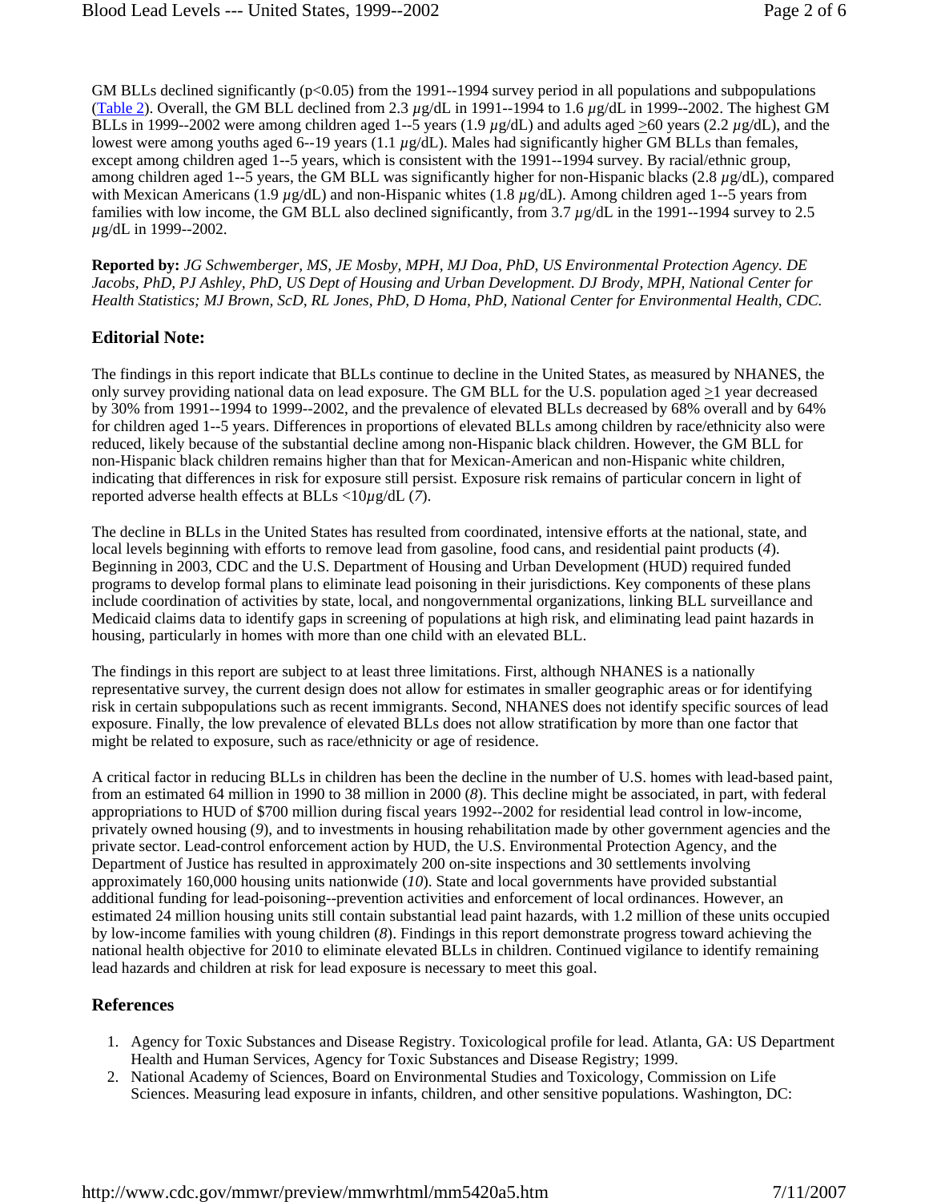GM BLLs declined significantly ($p<0.05$) from the 1991--1994 survey period in all populations and subpopulations (Table 2). Overall, the GM BLL declined from 2.3 $\mu$g/dL in 1991--1994 to 1.6 $\mu$g/dL in 1999--2002. The highest GM BLLs in 1999--2002 were among children aged 1--5 years (1.9 $\mu$g/dL) and adults aged $\geq$60 years (2.2 $\mu$g/dL), and the lowest were among youths aged 6--19 years (1.1 $\mu$g/dL). Males had significantly higher GM BLLs than females, except among children aged 1--5 years, which is consistent with the 1991--1994 survey. By racial/ethnic group, among children aged 1--5 years, the GM BLL was significantly higher for non-Hispanic blacks (2.8 $\mu$g/dL), compared with Mexican Americans (1.9 $\mu$g/dL) and non-Hispanic whites (1.8 $\mu$g/dL). Among children aged 1--5 years from families with low income, the GM BLL also declined significantly, from 3.7 $\mu$g/dL in the 1991--1994 survey to 2.5 $\mu$g/dL in 1999--2002.

**Reported by:** *JG Schwemberger, MS, JE Mosby, MPH, MJ Doa, PhD, US Environmental Protection Agency. DE Jacobs, PhD, PJ Ashley, PhD, US Dept of Housing and Urban Development. DJ Brody, MPH, National Center for Health Statistics; MJ Brown, ScD, RL Jones, PhD, D Homa, PhD, National Center for Environmental Health, CDC.*

## Editorial Note:

The findings in this report indicate that BLLs continue to decline in the United States, as measured by NHANES, the only survey providing national data on lead exposure. The GM BLL for the U.S. population aged $\geq$1 year decreased by 30% from 1991--1994 to 1999--2002, and the prevalence of elevated BLLs decreased by 68% overall and by 64% for children aged 1--5 years. Differences in proportions of elevated BLLs among children by race/ethnicity also were reduced, likely because of the substantial decline among non-Hispanic black children. However, the GM BLL for non-Hispanic black children remains higher than that for Mexican-American and non-Hispanic white children, indicating that differences in risk for exposure still persist. Exposure risk remains of particular concern in light of reported adverse health effects at BLLs <10$\mu$g/dL (*7*).

The decline in BLLs in the United States has resulted from coordinated, intensive efforts at the national, state, and local levels beginning with efforts to remove lead from gasoline, food cans, and residential paint products (*4*). Beginning in 2003, CDC and the U.S. Department of Housing and Urban Development (HUD) required funded programs to develop formal plans to eliminate lead poisoning in their jurisdictions. Key components of these plans include coordination of activities by state, local, and nongovernmental organizations, linking BLL surveillance and Medicaid claims data to identify gaps in screening of populations at high risk, and eliminating lead paint hazards in housing, particularly in homes with more than one child with an elevated BLL.

The findings in this report are subject to at least three limitations. First, although NHANES is a nationally representative survey, the current design does not allow for estimates in smaller geographic areas or for identifying risk in certain subpopulations such as recent immigrants. Second, NHANES does not identify specific sources of lead exposure. Finally, the low prevalence of elevated BLLs does not allow stratification by more than one factor that might be related to exposure, such as race/ethnicity or age of residence.

A critical factor in reducing BLLs in children has been the decline in the number of U.S. homes with lead-based paint, from an estimated 64 million in 1990 to 38 million in 2000 (*8*). This decline might be associated, in part, with federal appropriations to HUD of $700 million during fiscal years 1992--2002 for residential lead control in low-income, privately owned housing (*9*), and to investments in housing rehabilitation made by other government agencies and the private sector. Lead-control enforcement action by HUD, the U.S. Environmental Protection Agency, and the Department of Justice has resulted in approximately 200 on-site inspections and 30 settlements involving approximately 160,000 housing units nationwide (*10*). State and local governments have provided substantial additional funding for lead-poisoning--prevention activities and enforcement of local ordinances. However, an estimated 24 million housing units still contain substantial lead paint hazards, with 1.2 million of these units occupied by low-income families with young children (*8*). Findings in this report demonstrate progress toward achieving the national health objective for 2010 to eliminate elevated BLLs in children. Continued vigilance to identify remaining lead hazards and children at risk for lead exposure is necessary to meet this goal.

## References

1. Agency for Toxic Substances and Disease Registry. Toxicological profile for lead. Atlanta, GA: US Department Health and Human Services, Agency for Toxic Substances and Disease Registry; 1999.
2. National Academy of Sciences, Board on Environmental Studies and Toxicology, Commission on Life Sciences. Measuring lead exposure in infants, children, and other sensitive populations. Washington, DC: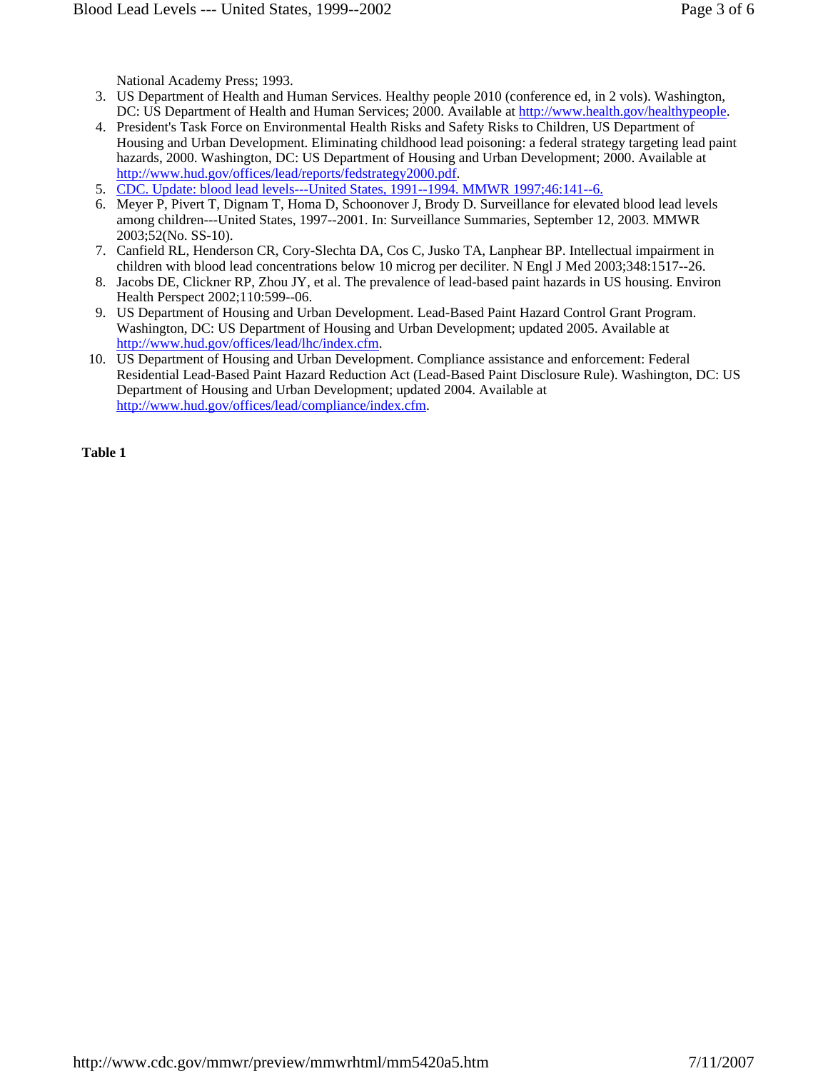National Academy Press; 1993.

3. US Department of Health and Human Services. Healthy people 2010 (conference ed, in 2 vols). Washington, DC: US Department of Health and Human Services; 2000. Available at http://www.health.gov/healthypeople.
4. President's Task Force on Environmental Health Risks and Safety Risks to Children, US Department of Housing and Urban Development. Eliminating childhood lead poisoning: a federal strategy targeting lead paint hazards, 2000. Washington, DC: US Department of Housing and Urban Development; 2000. Available at http://www.hud.gov/offices/lead/reports/fedstrategy2000.pdf.
5. CDC. Update: blood lead levels---United States, 1991--1994. MMWR 1997;46:141--6.
6. Meyer P, Pivert T, Dignam T, Homa D, Schoonover J, Brody D. Surveillance for elevated blood lead levels among children---United States, 1997--2001. In: Surveillance Summaries, September 12, 2003. MMWR 2003;52(No. SS-10).
7. Canfield RL, Henderson CR, Cory-Slechta DA, Cos C, Jusko TA, Lanphear BP. Intellectual impairment in children with blood lead concentrations below 10 microg per deciliter. N Engl J Med 2003;348:1517--26.
8. Jacobs DE, Clickner RP, Zhou JY, et al. The prevalence of lead-based paint hazards in US housing. Environ Health Perspect 2002;110:599--06.
9. US Department of Housing and Urban Development. Lead-Based Paint Hazard Control Grant Program. Washington, DC: US Department of Housing and Urban Development; updated 2005. Available at http://www.hud.gov/offices/lead/lhc/index.cfm.
10. US Department of Housing and Urban Development. Compliance assistance and enforcement: Federal Residential Lead-Based Paint Hazard Reduction Act (Lead-Based Paint Disclosure Rule). Washington, DC: US Department of Housing and Urban Development; updated 2004. Available at http://www.hud.gov/offices/lead/compliance/index.cfm.

**Table 1**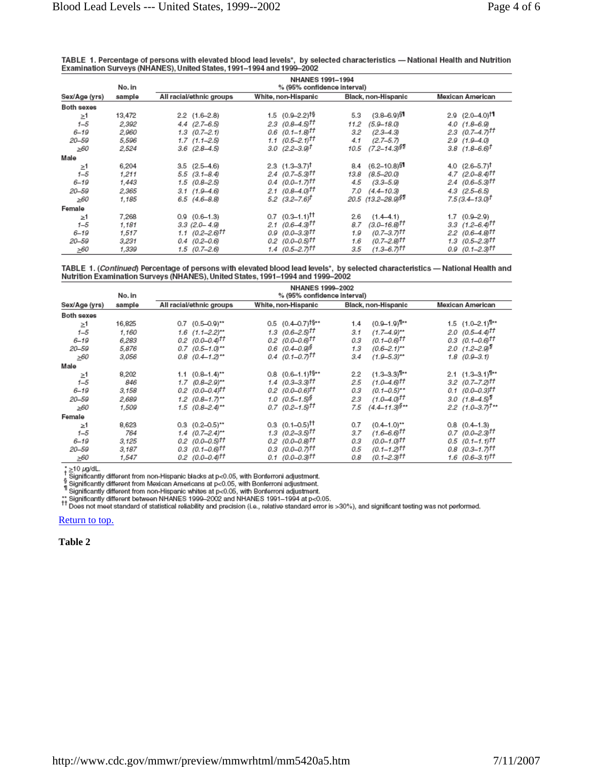TABLE 1. Percentage of persons with elevated blood lead levels*, by selected characteristics — National Health and Nutrition Examination Surveys (NHANES), United States, 1991–1994 and 1999–2002

| Sex/Age (yrs) | No. in sample | NHANES 1991–1994 % (95% confidence interval) | | | |
|---|---|---|---|---|---|
| | | All racial/ethnic groups | White, non-Hispanic | Black, non-Hispanic | Mexican American |
| **Both sexes** | | | | | |
| ≥1 | 13,472 | 2.2 (1.6–2.8) | 1.5 (0.9–2.2)†§ | 5.3 (3.8–6.9)§¶ | 2.9 (2.0–4.0)†¶ |
| 1–5 | 2,392 | 4.4 (2.7–6.5) | 2.3 (0.8–4.5)†† | 11.2 (5.9–18.0) | 4.0 (1.8–6.9) |
| 6–19 | 2,960 | 1.3 (0.7–2.1) | 0.6 (0.1–1.8)†† | 3.2 (2.3–4.3) | 2.3 (0.7–4.7)†† |
| 20–59 | 5,596 | 1.7 (1.1–2.5) | 1.1 (0.5–2.1)†† | 4.1 (2.7–5.7) | 2.9 (1.9–4.0) |
| ≥60 | 2,524 | 3.6 (2.8–4.5) | 3.0 (2.2–3.9)† | 10.5 (7.2–14.3)§¶ | 3.8 (1.8–6.6)† |
| **Male** | | | | | |
| ≥1 | 6,204 | 3.5 (2.5–4.6) | 2.3 (1.3–3.7)† | 8.4 (6.2–10.8)§¶ | 4.0 (2.6–5.7)† |
| 1–5 | 1,211 | 5.5 (3.1–8.4) | 2.4 (0.7–5.3)†† | 13.8 (8.5–20.0) | 4.7 (2.0–8.4)†† |
| 6–19 | 1,443 | 1.5 (0.8–2.5) | 0.4 (0.0–1.7)†† | 4.5 (3.3–5.9) | 2.4 (0.6–5.3)†† |
| 20–59 | 2,365 | 3.1 (1.9–4.6) | 2.1 (0.8–4.0)†† | 7.0 (4.4–10.3) | 4.3 (2.5–6.5) |
| ≥60 | 1,185 | 6.5 (4.6–8.8) | 5.2 (3.2–7.6)† | 20.5 (13.2–28.9)§¶ | 7.5 (3.4–13.0)† |
| **Female** | | | | | |
| ≥1 | 7,268 | 0.9 (0.6–1.3) | 0.7 (0.3–1.1)†† | 2.6 (1.4–4.1) | 1.7 (0.9–2.9) |
| 1–5 | 1,181 | 3.3 (2.0–4.9) | 2.1 (0.6–4.3)†† | 8.7 (3.0–16.8)†† | 3.3 (1.2–6.4)†† |
| 6–19 | 1,517 | 1.1 (0.2–2.6)†† | 0.9 (0.0–3.3)†† | 1.9 (0.7–3.7)†† | 2.2 (0.6–4.8)†† |
| 20–59 | 3,231 | 0.4 (0.2–0.6) | 0.2 (0.0–0.5)†† | 1.6 (0.7–2.8)†† | 1.3 (0.5–2.3)†† |
| ≥60 | 1,339 | 1.5 (0.7–2.6) | 1.4 (0.5–2.7)†† | 3.5 (1.3–6.7)†† | 0.9 (0.1–2.3)†† |

TABLE 1. (*Continued*) Percentage of persons with elevated blood lead levels*, by selected characteristics — National Health and Nutrition Examination Surveys (NHANES), United States, 1991–1994 and 1999–2002

| Sex/Age (yrs) | No. in sample | NHANES 1999–2002 % (95% confidence interval) | | | |
|---|---|---|---|---|---|
| | | All racial/ethnic groups | White, non-Hispanic | Black, non-Hispanic | Mexican American |
| **Both sexes** | | | | | |
| ≥1 | 16,825 | 0.7 (0.5–0.9)** | 0.5 (0.4–0.7)†§** | 1.4 (0.9–1.9)¶** | 1.5 (1.0–2.1)¶** |
| 1–5 | 1,160 | 1.6 (1.1–2.2)** | 1.3 (0.6–2.5)†† | 3.1 (1.7–4.9)** | 2.0 (0.5–4.4)†† |
| 6–19 | 6,283 | 0.2 (0.0–0.4)†† | 0.2 (0.0–0.6)†† | 0.3 (0.1–0.6)†† | 0.3 (0.1–0.6)†† |
| 20–59 | 5,876 | 0.7 (0.5–1.0)** | 0.6 (0.4–0.9)§ | 1.3 (0.6–2.1)** | 2.0 (1.2–2.9)¶ |
| ≥60 | 3,056 | 0.8 (0.4–1.2)** | 0.4 (0.1–0.7)†† | 3.4 (1.9–5.3)** | 1.8 (0.9–3.1) |
| **Male** | | | | | |
| ≥1 | 8,202 | 1.1 (0.8–1.4)** | 0.8 (0.6–1.1)†§** | 2.2 (1.3–3.3)¶** | 2.1 (1.3–3.1)¶** |
| 1–5 | 846 | 1.7 (0.8–2.9)** | 1.4 (0.3–3.3)†† | 2.5 (1.0–4.6)†† | 3.2 (0.7–7.2)†† |
| 6–19 | 3,158 | 0.2 (0.0–0.4)†† | 0.2 (0.0–0.6)†† | 0.3 (0.1–0.5)** | 0.1 (0.0–0.3)†† |
| 20–59 | 2,689 | 1.2 (0.8–1.7)** | 1.0 (0.5–1.5)§ | 2.3 (1.0–4.0)†† | 3.0 (1.8–4.5)¶ |
| ≥60 | 1,509 | 1.5 (0.8–2.4)** | 0.7 (0.2–1.5)†† | 7.5 (4.4–11.3)§** | 2.2 (1.0–3.7)†** |
| **Female** | | | | | |
| ≥1 | 8,623 | 0.3 (0.2–0.5)** | 0.3 (0.1–0.5)†† | 0.7 (0.4–1.0)** | 0.8 (0.4–1.3) |
| 1–5 | 764 | 1.4 (0.7–2.4)** | 1.3 (0.2–3.5)†† | 3.7 (1.6–6.6)†† | 0.7 (0.0–2.3)†† |
| 6–19 | 3,125 | 0.2 (0.0–0.5)†† | 0.2 (0.0–0.8)†† | 0.3 (0.0–1.0)†† | 0.5 (0.1–1.1)†† |
| 20–59 | 3,187 | 0.3 (0.1–0.6)†† | 0.3 (0.0–0.7)†† | 0.5 (0.1–1.2)†† | 0.8 (0.3–1.7)†† |
| ≥60 | 1,547 | 0.2 (0.0–0.4)†† | 0.1 (0.0–0.3)†† | 0.8 (0.1–2.3)†† | 1.6 (0.6–3.1)†† |

\* ≥10 µg/dL.
† Significantly different from non-Hispanic blacks at p<0.05, with Bonferroni adjustment.
§ Significantly different from Mexican Americans at p<0.05, with Bonferroni adjustment.
¶ Significantly different from non-Hispanic whites at p<0.05, with Bonferroni adjustment.
** Significantly different between NHANES 1999–2002 and NHANES 1991–1994 at p<0.05.
†† Does not meet standard of statistical reliability and precision (i.e., relative standard error is >30%), and significant testing was not performed.

Return to top.

**Table 2**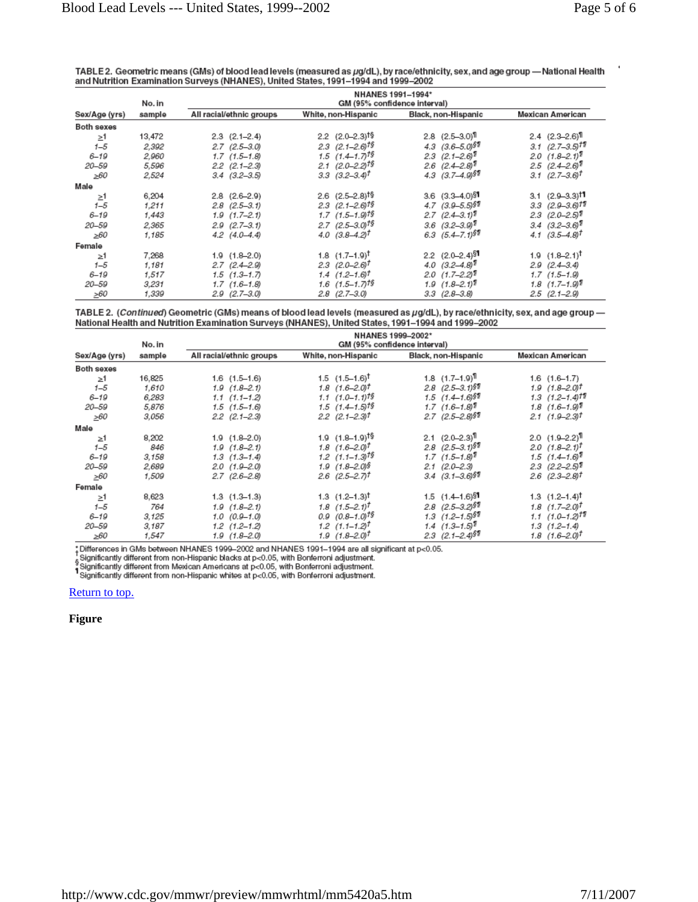TABLE 2. Geometric means (GMs) of blood lead levels (measured as µg/dL), by race/ethnicity, sex, and age group — National Health and Nutrition Examination Surveys (NHANES), United States, 1991–1994 and 1999–2002

| Sex/Age (yrs) | No. in sample | NHANES 1991–1994* GM (95% confidence interval) | | | |
|---|---|---|---|---|---|
| | | All racial/ethnic groups | White, non-Hispanic | Black, non-Hispanic | Mexican American |
| **Both sexes** | | | | | |
| ≥1 | 13,472 | 2.3 (2.1–2.4) | 2.2 (2.0–2.3)†§ | 2.8 (2.5–3.0)¶ | 2.4 (2.3–2.6)¶ |
| 1–5 | 2,392 | 2.7 (2.5–3.0) | 2.3 (2.1–2.6)†§ | 4.3 (3.6–5.0)§¶ | 3.1 (2.7–3.5)†¶ |
| 6–19 | 2,960 | 1.7 (1.5–1.8) | 1.5 (1.4–1.7)†§ | 2.3 (2.1–2.6)¶ | 2.0 (1.8–2.1)¶ |
| 20–59 | 5,596 | 2.2 (2.1–2.3) | 2.1 (2.0–2.2)†§ | 2.6 (2.4–2.8)¶ | 2.5 (2.4–2.6)¶ |
| ≥60 | 2,524 | 3.4 (3.2–3.5) | 3.3 (3.2–3.4)† | 4.3 (3.7–4.9)§¶ | 3.1 (2.7–3.6)† |
| **Male** | | | | | |
| ≥1 | 6,204 | 2.8 (2.6–2.9) | 2.6 (2.5–2.8)†§ | 3.6 (3.3–4.0)§¶ | 3.1 (2.9–3.3)†¶ |
| 1–5 | 1,211 | 2.8 (2.5–3.1) | 2.3 (2.1–2.6)†§ | 4.7 (3.9–5.5)§¶ | 3.3 (2.9–3.6)†¶ |
| 6–19 | 1,443 | 1.9 (1.7–2.1) | 1.7 (1.5–1.9)†§ | 2.7 (2.4–3.1)¶ | 2.3 (2.0–2.5)¶ |
| 20–59 | 2,365 | 2.9 (2.7–3.1) | 2.7 (2.5–3.0)†§ | 3.6 (3.2–3.9)¶ | 3.4 (3.2–3.6)¶ |
| ≥60 | 1,185 | 4.2 (4.0–4.4) | 4.0 (3.8–4.2)† | 6.3 (5.4–7.1)§¶ | 4.1 (3.5–4.8)† |
| **Female** | | | | | |
| ≥1 | 7,268 | 1.9 (1.8–2.0) | 1.8 (1.7–1.9)† | 2.2 (2.0–2.4)§¶ | 1.9 (1.8–2.1)† |
| 1–5 | 1,181 | 2.7 (2.4–2.9) | 2.3 (2.0–2.6)† | 4.0 (3.2–4.8)¶ | 2.9 (2.4–3.4) |
| 6–19 | 1,517 | 1.5 (1.3–1.7) | 1.4 (1.2–1.6)† | 2.0 (1.7–2.2)¶ | 1.7 (1.5–1.9) |
| 20–59 | 3,231 | 1.7 (1.6–1.8) | 1.6 (1.5–1.7)†§ | 1.9 (1.8–2.1)¶ | 1.8 (1.7–1.9)¶ |
| ≥60 | 1,339 | 2.9 (2.7–3.0) | 2.8 (2.7–3.0) | 3.3 (2.8–3.8) | 2.5 (2.1–2.9) |

TABLE 2. (*Continued*) Geometric (GMs) means of blood lead levels (measured as µg/dL), by race/ethnicity, sex, and age group — National Health and Nutrition Examination Surveys (NHANES), United States, 1991–1994 and 1999–2002

| Sex/Age (yrs) | No. in sample | NHANES 1999–2002* GM (95% confidence interval) | | | |
|---|---|---|---|---|---|
| | | All racial/ethnic groups | White, non-Hispanic | Black, non-Hispanic | Mexican American |
| **Both sexes** | | | | | |
| ≥1 | 16,825 | 1.6 (1.5–1.6) | 1.5 (1.5–1.6)† | 1.8 (1.7–1.9)¶ | 1.6 (1.6–1.7) |
| 1–5 | 1,610 | 1.9 (1.8–2.1) | 1.8 (1.6–2.0)† | 2.8 (2.5–3.1)§¶ | 1.9 (1.8–2.0)† |
| 6–19 | 6,283 | 1.1 (1.1–1.2) | 1.1 (1.0–1.1)†§ | 1.5 (1.4–1.6)§¶ | 1.3 (1.2–1.4)†¶ |
| 20–59 | 5,876 | 1.5 (1.5–1.6) | 1.5 (1.4–1.5)†§ | 1.7 (1.6–1.8)¶ | 1.8 (1.6–1.9)¶ |
| ≥60 | 3,056 | 2.2 (2.1–2.3) | 2.2 (2.1–2.3)† | 2.7 (2.5–2.8)§¶ | 2.1 (1.9–2.3)† |
| **Male** | | | | | |
| ≥1 | 8,202 | 1.9 (1.8–2.0) | 1.9 (1.8–1.9)†§ | 2.1 (2.0–2.3)¶ | 2.0 (1.9–2.2)¶ |
| 1–5 | 846 | 1.9 (1.8–2.1) | 1.8 (1.6–2.0)† | 2.8 (2.5–3.1)§¶ | 2.0 (1.8–2.1)† |
| 6–19 | 3,158 | 1.3 (1.3–1.4) | 1.2 (1.1–1.3)†§ | 1.7 (1.5–1.8)¶ | 1.5 (1.4–1.6)¶ |
| 20–59 | 2,689 | 2.0 (1.9–2.0) | 1.9 (1.8–2.0)§ | 2.1 (2.0–2.3) | 2.3 (2.2–2.5)¶ |
| ≥60 | 1,509 | 2.7 (2.6–2.8) | 2.6 (2.5–2.7)† | 3.4 (3.1–3.6)§¶ | 2.6 (2.3–2.8)† |
| **Female** | | | | | |
| ≥1 | 8,623 | 1.3 (1.3–1.3) | 1.3 (1.2–1.3)† | 1.5 (1.4–1.6)§¶ | 1.3 (1.2–1.4)† |
| 1–5 | 764 | 1.9 (1.8–2.1) | 1.8 (1.5–2.1)† | 2.8 (2.5–3.2)§¶ | 1.8 (1.7–2.0)† |
| 6–19 | 3,125 | 1.0 (0.9–1.0) | 0.9 (0.8–1.0)†§ | 1.3 (1.2–1.5)§¶ | 1.1 (1.0–1.2)†¶ |
| 20–59 | 3,187 | 1.2 (1.2–1.2) | 1.2 (1.1–1.2)† | 1.4 (1.3–1.5)¶ | 1.3 (1.2–1.4) |
| ≥60 | 1,547 | 1.9 (1.8–2.0) | 1.9 (1.8–2.0)† | 2.3 (2.1–2.4)§¶ | 1.8 (1.6–2.0)† |

† Differences in GMs between NHANES 1999–2002 and NHANES 1991–1994 are all significant at p<0.05.
§ Significantly different from non-Hispanic blacks at p<0.05, with Bonferroni adjustment.
¶ Significantly different from Mexican Americans at p<0.05, with Bonferroni adjustment.
¶ Significantly different from non-Hispanic whites at p<0.05, with Bonferroni adjustment.

Return to top.

**Figure**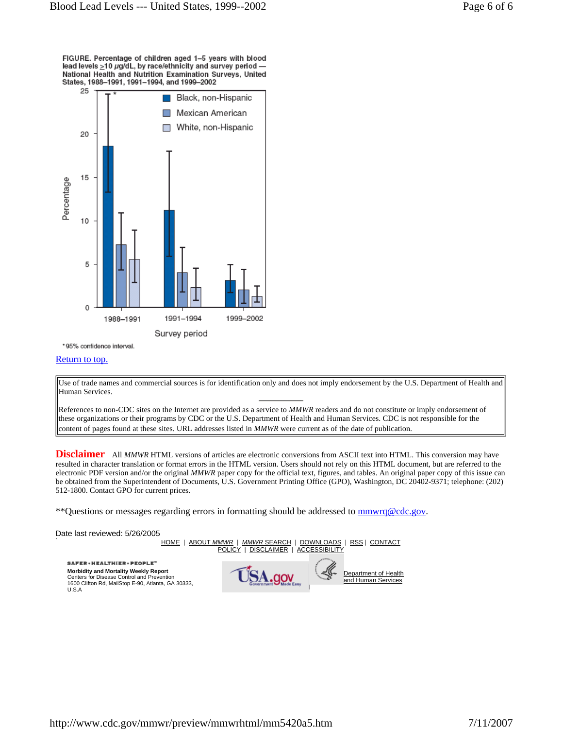FIGURE. Percentage of children aged 1–5 years with blood lead levels ≥10 μg/dL, by race/ethnicity and survey period — National Health and Nutrition Examination Surveys, United States, 1988–1991, 1991–1994, and 1999–2002

25

20

15

10

5

0

Percentage

Black, non-Hispanic

Mexican American

White, non-Hispanic

*

1988–1991

1991–1994

1999–2002

Survey period

*95% confidence interval.

Return to top.

Use of trade names and commercial sources is for identification only and does not imply endorsement by the U.S. Department of Health and Human Services.

References to non-CDC sites on the Internet are provided as a service to *MMWR* readers and do not constitute or imply endorsement of these organizations or their programs by CDC or the U.S. Department of Health and Human Services. CDC is not responsible for the content of pages found at these sites. URL addresses listed in *MMWR* were current as of the date of publication.

**Disclaimer** All *MMWR* HTML versions of articles are electronic conversions from ASCII text into HTML. This conversion may have resulted in character translation or format errors in the HTML version. Users should not rely on this HTML document, but are referred to the electronic PDF version and/or the original *MMWR* paper copy for the official text, figures, and tables. An original paper copy of this issue can be obtained from the Superintendent of Documents, U.S. Government Printing Office (GPO), Washington, DC 20402-9371; telephone: (202) 512-1800. Contact GPO for current prices.

**Questions or messages regarding errors in formatting should be addressed to mmwrq@cdc.gov.

Date last reviewed: 5/26/2005

HOME | ABOUT *MMWR* | *MMWR* SEARCH | DOWNLOADS | RSS | CONTACT
POLICY | DISCLAIMER | ACCESSIBILITY

SAFER • HEALTHIER • PEOPLE™

**Morbidity and Mortality Weekly Report**
Centers for Disease Control and Prevention
1600 Clifton Rd, MailStop E-90, Atlanta, GA 30333, U.S.A

Department of Health and Human Services